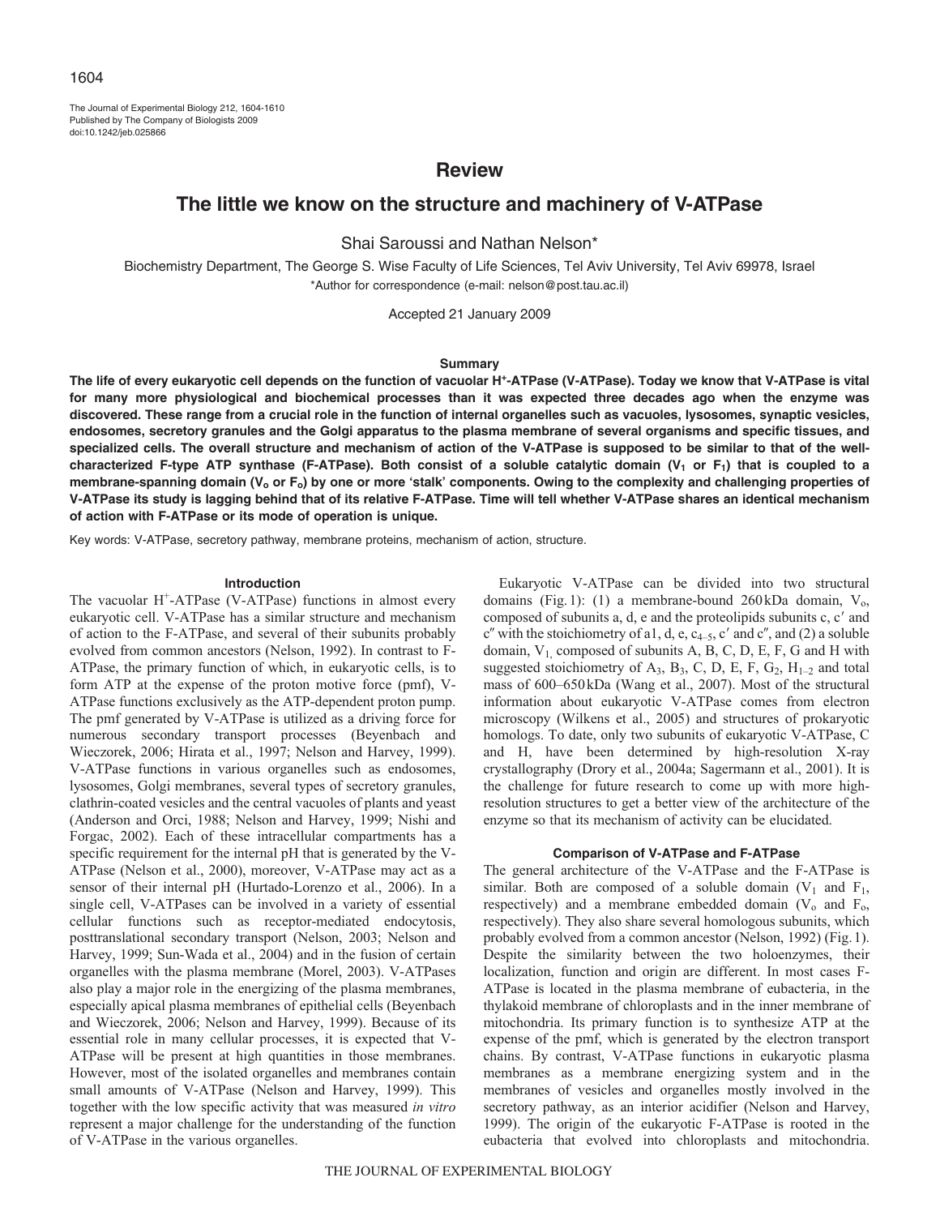# Review

## The little we know on the structure and machinery of V-ATPase

Shai Saroussi and Nathan Nelson*

Biochemistry Department, The George S. Wise Faculty of Life Sciences, Tel Aviv University, Tel Aviv 69978, Israel

*Author for correspondence (e-mail: nelson@post.tau.ac.il)

Accepted 21 January 2009

### Summary

**The life of every eukaryotic cell depends on the function of vacuolar $H^+$-ATPase (V-ATPase). Today we know that V-ATPase is vital for many more physiological and biochemical processes than it was expected three decades ago when the enzyme was discovered. These range from a crucial role in the function of internal organelles such as vacuoles, lysosomes, synaptic vesicles, endosomes, secretory granules and the Golgi apparatus to the plasma membrane of several organisms and specific tissues, and specialized cells. The overall structure and mechanism of action of the V-ATPase is supposed to be similar to that of the well-characterized F-type ATP synthase (F-ATPase). Both consist of a soluble catalytic domain ($V_1$ or $F_1$) that is coupled to a membrane-spanning domain ($V_o$ or $F_o$) by one or more 'stalk' components. Owing to the complexity and challenging properties of V-ATPase its study is lagging behind that of its relative F-ATPase. Time will tell whether V-ATPase shares an identical mechanism of action with F-ATPase or its mode of operation is unique.**

Key words: V-ATPase, secretory pathway, membrane proteins, mechanism of action, structure.

### Introduction

The vacuolar $H^+$-ATPase (V-ATPase) functions in almost every eukaryotic cell. V-ATPase has a similar structure and mechanism of action to the F-ATPase, and several of their subunits probably evolved from common ancestors (Nelson, 1992). In contrast to F-ATPase, the primary function of which, in eukaryotic cells, is to form ATP at the expense of the proton motive force (pmf), V-ATPase functions exclusively as the ATP-dependent proton pump. The pmf generated by V-ATPase is utilized as a driving force for numerous secondary transport processes (Beyenbach and Wieczorek, 2006; Hirata et al., 1997; Nelson and Harvey, 1999). V-ATPase functions in various organelles such as endosomes, lysosomes, Golgi membranes, several types of secretory granules, clathrin-coated vesicles and the central vacuoles of plants and yeast (Anderson and Orci, 1988; Nelson and Harvey, 1999; Nishi and Forgac, 2002). Each of these intracellular compartments has a specific requirement for the internal pH that is generated by the V-ATPase (Nelson et al., 2000), moreover, V-ATPase may act as a sensor of their internal pH (Hurtado-Lorenzo et al., 2006). In a single cell, V-ATPases can be involved in a variety of essential cellular functions such as receptor-mediated endocytosis, posttranslational secondary transport (Nelson, 2003; Nelson and Harvey, 1999; Sun-Wada et al., 2004) and in the fusion of certain organelles with the plasma membrane (Morel, 2003). V-ATPases also play a major role in the energizing of the plasma membranes, especially apical plasma membranes of epithelial cells (Beyenbach and Wieczorek, 2006; Nelson and Harvey, 1999). Because of its essential role in many cellular processes, it is expected that V-ATPase will be present at high quantities in those membranes. However, most of the isolated organelles and membranes contain small amounts of V-ATPase (Nelson and Harvey, 1999). This together with the low specific activity that was measured *in vitro* represent a major challenge for the understanding of the function of V-ATPase in the various organelles.

Eukaryotic V-ATPase can be divided into two structural domains (Fig. 1): (1) a membrane-bound 260 kDa domain, $V_o$, composed of subunits a, d, e and the proteolipids subunits c, c′ and c″ with the stoichiometry of a1, d, e, $c_{4-5}$, c′ and c″, and (2) a soluble domain, $V_1$, composed of subunits A, B, C, D, E, F, G and H with suggested stoichiometry of $A_3$, $B_3$, C, D, E, F, $G_2$, $H_{1-2}$ and total mass of 600–650 kDa (Wang et al., 2007). Most of the structural information about eukaryotic V-ATPase comes from electron microscopy (Wilkens et al., 2005) and structures of prokaryotic homologs. To date, only two subunits of eukaryotic V-ATPase, C and H, have been determined by high-resolution X-ray crystallography (Drory et al., 2004a; Sagermann et al., 2001). It is the challenge for future research to come up with more high-resolution structures to get a better view of the architecture of the enzyme so that its mechanism of activity can be elucidated.

### Comparison of V-ATPase and F-ATPase

The general architecture of the V-ATPase and the F-ATPase is similar. Both are composed of a soluble domain ($V_1$ and $F_1$, respectively) and a membrane embedded domain ($V_o$ and $F_o$, respectively). They also share several homologous subunits, which probably evolved from a common ancestor (Nelson, 1992) (Fig. 1). Despite the similarity between the two holoenzymes, their localization, function and origin are different. In most cases F-ATPase is located in the plasma membrane of eubacteria, in the thylakoid membrane of chloroplasts and in the inner membrane of mitochondria. Its primary function is to synthesize ATP at the expense of the pmf, which is generated by the electron transport chains. By contrast, V-ATPase functions in eukaryotic plasma membranes as a membrane energizing system and in the membranes of vesicles and organelles mostly involved in the secretory pathway, as an interior acidifier (Nelson and Harvey, 1999). The origin of the eukaryotic F-ATPase is rooted in the eubacteria that evolved into chloroplasts and mitochondria.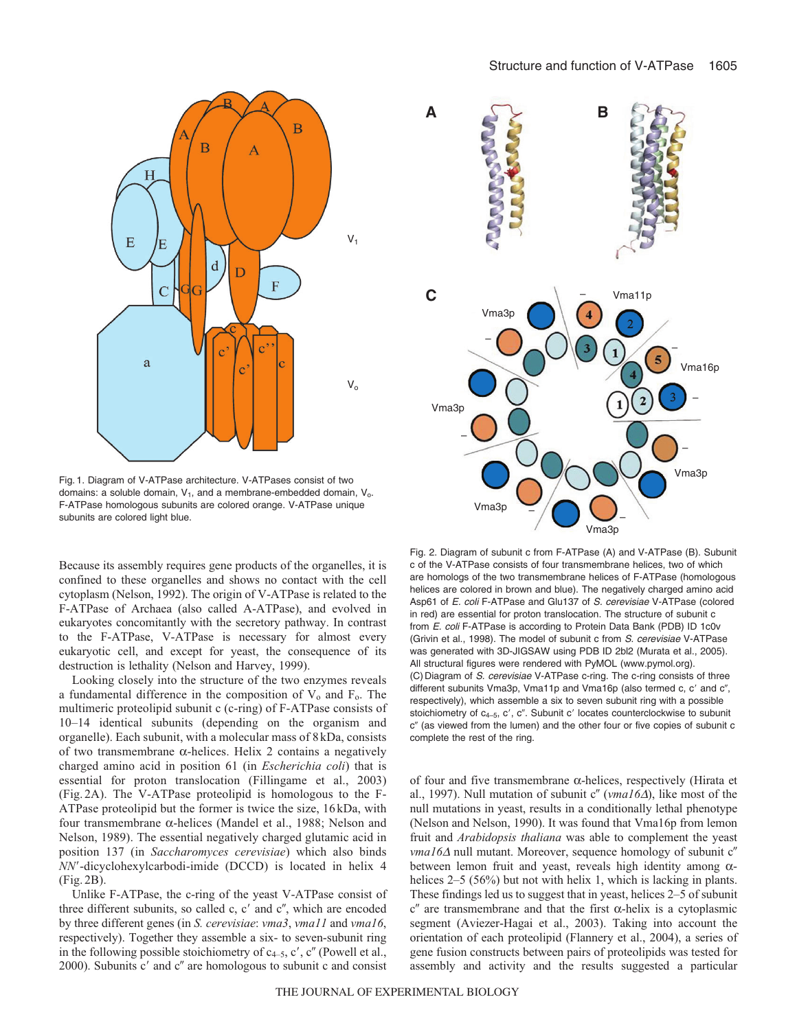Fig. 1. Diagram of V-ATPase architecture. V-ATPases consist of two domains: a soluble domain, $V_1$, and a membrane-embedded domain, $V_o$. F-ATPase homologous subunits are colored orange. V-ATPase unique subunits are colored light blue.

Fig. 2. Diagram of subunit c from F-ATPase (A) and V-ATPase (B). Subunit c of the V-ATPase consists of four transmembrane helices, two of which are homologs of the two transmembrane helices of F-ATPase (homologous helices are colored in brown and blue). The negatively charged amino acid Asp61 of *E. coli* F-ATPase and Glu137 of *S. cerevisiae* V-ATPase (colored in red) are essential for proton translocation. The structure of subunit c from *E. coli* F-ATPase is according to Protein Data Bank (PDB) ID 1c0v (Grivin et al., 1998). The model of subunit c from *S. cerevisiae* V-ATPase was generated with 3D-JIGSAW using PDB ID 2bl2 (Murata et al., 2005). All structural figures were rendered with PyMOL (www.pymol.org). (C) Diagram of *S. cerevisiae* V-ATPase c-ring. The c-ring consists of three different subunits Vma3p, Vma11p and Vma16p (also termed c, c′ and c″, respectively), which assemble a six to seven subunit ring with a possible stoichiometry of $c_{4-5}$, c′, c″. Subunit c′ locates counterclockwise to subunit c″ (as viewed from the lumen) and the other four or five copies of subunit c complete the rest of the ring.

Because its assembly requires gene products of the organelles, it is confined to these organelles and shows no contact with the cell cytoplasm (Nelson, 1992). The origin of V-ATPase is related to the F-ATPase of Archaea (also called A-ATPase), and evolved in eukaryotes concomitantly with the secretory pathway. In contrast to the F-ATPase, V-ATPase is necessary for almost every eukaryotic cell, and except for yeast, the consequence of its destruction is lethality (Nelson and Harvey, 1999).

Looking closely into the structure of the two enzymes reveals a fundamental difference in the composition of $V_o$ and $F_o$. The multimeric proteolipid subunit c (c-ring) of F-ATPase consists of 10–14 identical subunits (depending on the organism and organelle). Each subunit, with a molecular mass of 8 kDa, consists of two transmembrane α-helices. Helix 2 contains a negatively charged amino acid in position 61 (in *Escherichia coli*) that is essential for proton translocation (Fillingame et al., 2003) (Fig. 2A). The V-ATPase proteolipid is homologous to the F-ATPase proteolipid but the former is twice the size, 16 kDa, with four transmembrane α-helices (Mandel et al., 1988; Nelson and Nelson, 1989). The essential negatively charged glutamic acid in position 137 (in *Saccharomyces cerevisiae*) which also binds *NN*′-dicyclohexylcarbodi-imide (DCCD) is located in helix 4 (Fig. 2B).

Unlike F-ATPase, the c-ring of the yeast V-ATPase consist of three different subunits, so called c, c′ and c″, which are encoded by three different genes (in *S. cerevisiae*: *vma3*, *vma11* and *vma16*, respectively). Together they assemble a six- to seven-subunit ring in the following possible stoichiometry of $c_{4-5}$, c′, c″ (Powell et al., 2000). Subunits c′ and c″ are homologous to subunit c and consist of four and five transmembrane α-helices, respectively (Hirata et al., 1997). Null mutation of subunit c″ (*vma16Δ*), like most of the null mutations in yeast, results in a conditionally lethal phenotype (Nelson and Nelson, 1990). It was found that Vma16p from lemon fruit and *Arabidopsis thaliana* was able to complement the yeast *vma16Δ* null mutant. Moreover, sequence homology of subunit c″ between lemon fruit and yeast, reveals high identity among α-helices 2–5 (56%) but not with helix 1, which is lacking in plants. These findings led us to suggest that in yeast, helices 2–5 of subunit c″ are transmembrane and that the first α-helix is a cytoplasmic segment (Aviezer-Hagai et al., 2003). Taking into account the orientation of each proteolipid (Flannery et al., 2004), a series of gene fusion constructs between pairs of proteolipids was tested for assembly and activity and the results suggested a particular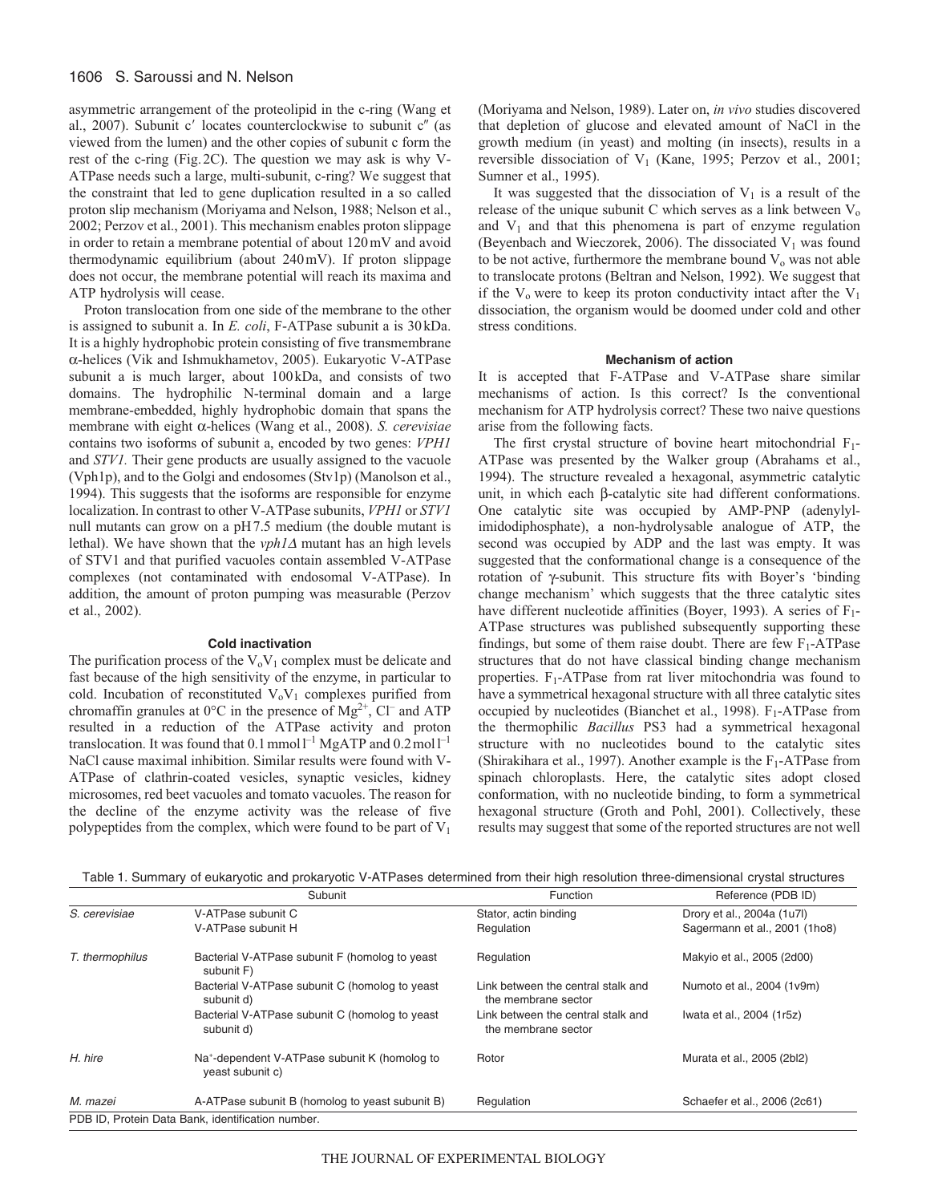asymmetric arrangement of the proteolipid in the c-ring (Wang et al., 2007). Subunit c′ locates counterclockwise to subunit c″ (as viewed from the lumen) and the other copies of subunit c form the rest of the c-ring (Fig. 2C). The question we may ask is why V-ATPase needs such a large, multi-subunit, c-ring? We suggest that the constraint that led to gene duplication resulted in a so called proton slip mechanism (Moriyama and Nelson, 1988; Nelson et al., 2002; Perzov et al., 2001). This mechanism enables proton slippage in order to retain a membrane potential of about 120 mV and avoid thermodynamic equilibrium (about 240 mV). If proton slippage does not occur, the membrane potential will reach its maxima and ATP hydrolysis will cease.

Proton translocation from one side of the membrane to the other is assigned to subunit a. In *E. coli*, F-ATPase subunit a is 30 kDa. It is a highly hydrophobic protein consisting of five transmembrane α-helices (Vik and Ishmukhametov, 2005). Eukaryotic V-ATPase subunit a is much larger, about 100 kDa, and consists of two domains. The hydrophilic N-terminal domain and a large membrane-embedded, highly hydrophobic domain that spans the membrane with eight α-helices (Wang et al., 2008). *S. cerevisiae* contains two isoforms of subunit a, encoded by two genes: *VPH1* and *STV1.* Their gene products are usually assigned to the vacuole (Vph1p), and to the Golgi and endosomes (Stv1p) (Manolson et al., 1994). This suggests that the isoforms are responsible for enzyme localization. In contrast to other V-ATPase subunits, *VPH1* or *STV1* null mutants can grow on a pH 7.5 medium (the double mutant is lethal). We have shown that the *vph1Δ* mutant has an high levels of STV1 and that purified vacuoles contain assembled V-ATPase complexes (not contaminated with endosomal V-ATPase). In addition, the amount of proton pumping was measurable (Perzov et al., 2002).

### Cold inactivation

The purification process of the $V_oV_1$ complex must be delicate and fast because of the high sensitivity of the enzyme, in particular to cold. Incubation of reconstituted $V_oV_1$ complexes purified from chromaffin granules at 0°C in the presence of $Mg^{2+}$, $Cl^-$ and ATP resulted in a reduction of the ATPase activity and proton translocation. It was found that 0.1 mmol l$^{-1}$ MgATP and 0.2 mol l$^{-1}$ NaCl cause maximal inhibition. Similar results were found with V-ATPase of clathrin-coated vesicles, synaptic vesicles, kidney microsomes, red beet vacuoles and tomato vacuoles. The reason for the decline of the enzyme activity was the release of five polypeptides from the complex, which were found to be part of $V_1$ (Moriyama and Nelson, 1989). Later on, *in vivo* studies discovered that depletion of glucose and elevated amount of NaCl in the growth medium (in yeast) and molting (in insects), results in a reversible dissociation of $V_1$ (Kane, 1995; Perzov et al., 2001; Sumner et al., 1995).

It was suggested that the dissociation of $V_1$ is a result of the release of the unique subunit C which serves as a link between $V_o$ and $V_1$ and that this phenomena is part of enzyme regulation (Beyenbach and Wieczorek, 2006). The dissociated $V_1$ was found to be not active, furthermore the membrane bound $V_o$ was not able to translocate protons (Beltran and Nelson, 1992). We suggest that if the $V_o$ were to keep its proton conductivity intact after the $V_1$ dissociation, the organism would be doomed under cold and other stress conditions.

### Mechanism of action

It is accepted that F-ATPase and V-ATPase share similar mechanisms of action. Is this correct? Is the conventional mechanism for ATP hydrolysis correct? These two naive questions arise from the following facts.

The first crystal structure of bovine heart mitochondrial $F_1$-ATPase was presented by the Walker group (Abrahams et al., 1994). The structure revealed a hexagonal, asymmetric catalytic unit, in which each β-catalytic site had different conformations. One catalytic site was occupied by AMP-PNP (adenylyl-imidodiphosphate), a non-hydrolysable analogue of ATP, the second was occupied by ADP and the last was empty. It was suggested that the conformational change is a consequence of the rotation of γ-subunit. This structure fits with Boyer's 'binding change mechanism' which suggests that the three catalytic sites have different nucleotide affinities (Boyer, 1993). A series of $F_1$-ATPase structures was published subsequently supporting these findings, but some of them raise doubt. There are few $F_1$-ATPase structures that do not have classical binding change mechanism properties. $F_1$-ATPase from rat liver mitochondria was found to have a symmetrical hexagonal structure with all three catalytic sites occupied by nucleotides (Bianchet et al., 1998). $F_1$-ATPase from the thermophilic *Bacillus* PS3 had a symmetrical hexagonal structure with no nucleotides bound to the catalytic sites (Shirakihara et al., 1997). Another example is the $F_1$-ATPase from spinach chloroplasts. Here, the catalytic sites adopt closed conformation, with no nucleotide binding, to form a symmetrical hexagonal structure (Groth and Pohl, 2001). Collectively, these results may suggest that some of the reported structures are not well

Table 1. Summary of eukaryotic and prokaryotic V-ATPases determined from their high resolution three-dimensional crystal structures

| | Subunit | Function | Reference (PDB ID) |
|---|---|---|---|
| *S. cerevisiae* | V-ATPase subunit C | Stator, actin binding | Drory et al., 2004a (1u7l) |
| | V-ATPase subunit H | Regulation | Sagermann et al., 2001 (1ho8) |
| *T. thermophilus* | Bacterial V-ATPase subunit F (homolog to yeast subunit F) | Regulation | Makyio et al., 2005 (2d00) |
| | Bacterial V-ATPase subunit C (homolog to yeast subunit d) | Link between the central stalk and the membrane sector | Numoto et al., 2004 (1v9m) |
| | Bacterial V-ATPase subunit C (homolog to yeast subunit d) | Link between the central stalk and the membrane sector | Iwata et al., 2004 (1r5z) |
| *H. hire* | $Na^+$-dependent V-ATPase subunit K (homolog to yeast subunit c) | Rotor | Murata et al., 2005 (2bl2) |
| *M. mazei* | A-ATPase subunit B (homolog to yeast subunit B) | Regulation | Schaefer et al., 2006 (2c61) |

PDB ID, Protein Data Bank, identification number.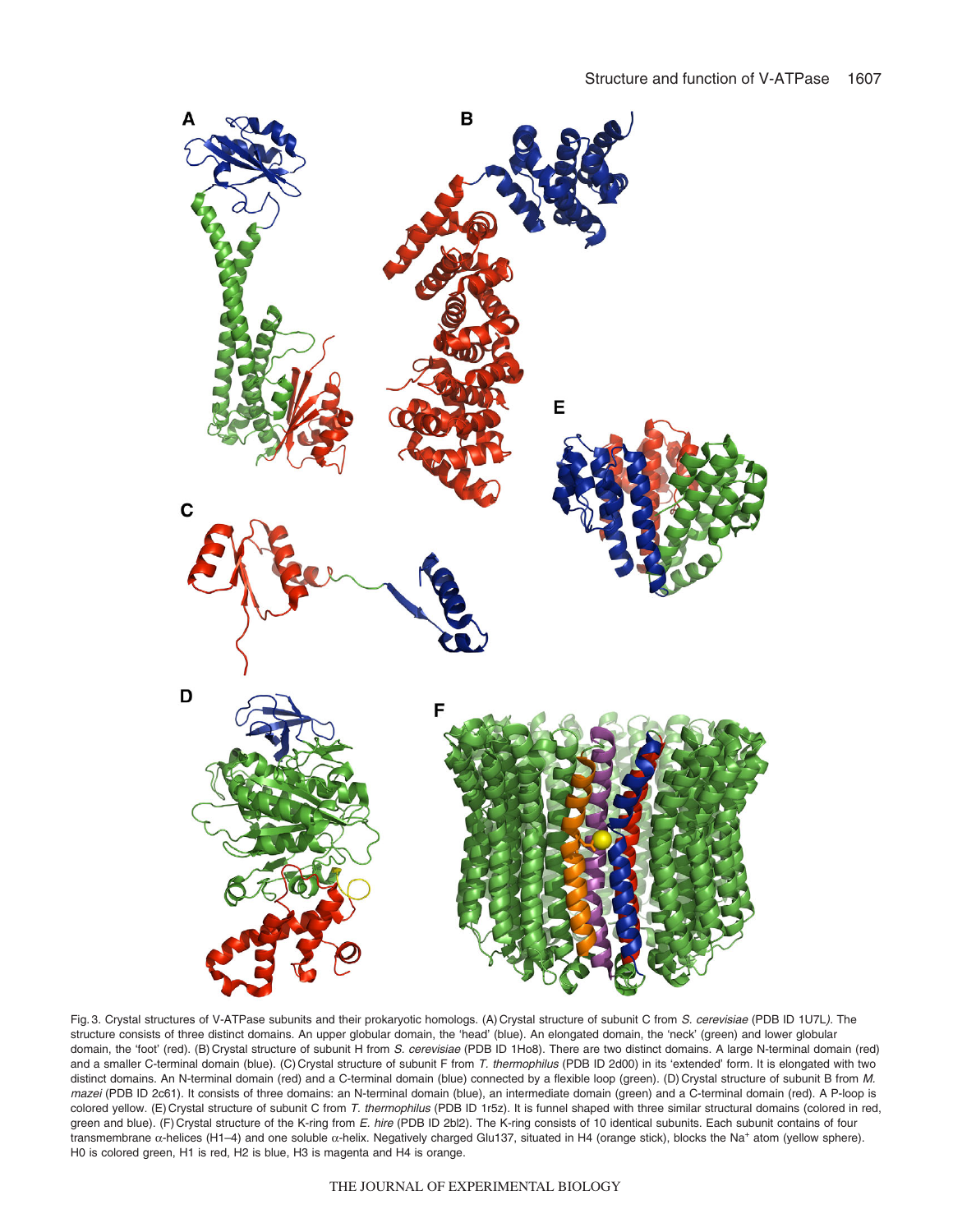Fig. 3. Crystal structures of V-ATPase subunits and their prokaryotic homologs. (A) Crystal structure of subunit C from *S. cerevisiae* (PDB ID 1U7L*)*. The structure consists of three distinct domains. An upper globular domain, the 'head' (blue). An elongated domain, the 'neck' (green) and lower globular domain, the 'foot' (red). (B) Crystal structure of subunit H from *S. cerevisiae* (PDB ID 1Ho8). There are two distinct domains. A large N-terminal domain (red) and a smaller C-terminal domain (blue). (C) Crystal structure of subunit F from *T. thermophilus* (PDB ID 2d00) in its 'extended' form. It is elongated with two distinct domains. An N-terminal domain (red) and a C-terminal domain (blue) connected by a flexible loop (green). (D) Crystal structure of subunit B from *M. mazei* (PDB ID 2c61). It consists of three domains: an N-terminal domain (blue), an intermediate domain (green) and a C-terminal domain (red). A P-loop is colored yellow. (E) Crystal structure of subunit C from *T. thermophilus* (PDB ID 1r5z). It is funnel shaped with three similar structural domains (colored in red, green and blue). (F) Crystal structure of the K-ring from *E. hire* (PDB ID 2bl2). The K-ring consists of 10 identical subunits. Each subunit contains of four transmembrane α-helices (H1–4) and one soluble α-helix. Negatively charged Glu137, situated in H4 (orange stick), blocks the $Na^+$ atom (yellow sphere). H0 is colored green, H1 is red, H2 is blue, H3 is magenta and H4 is orange.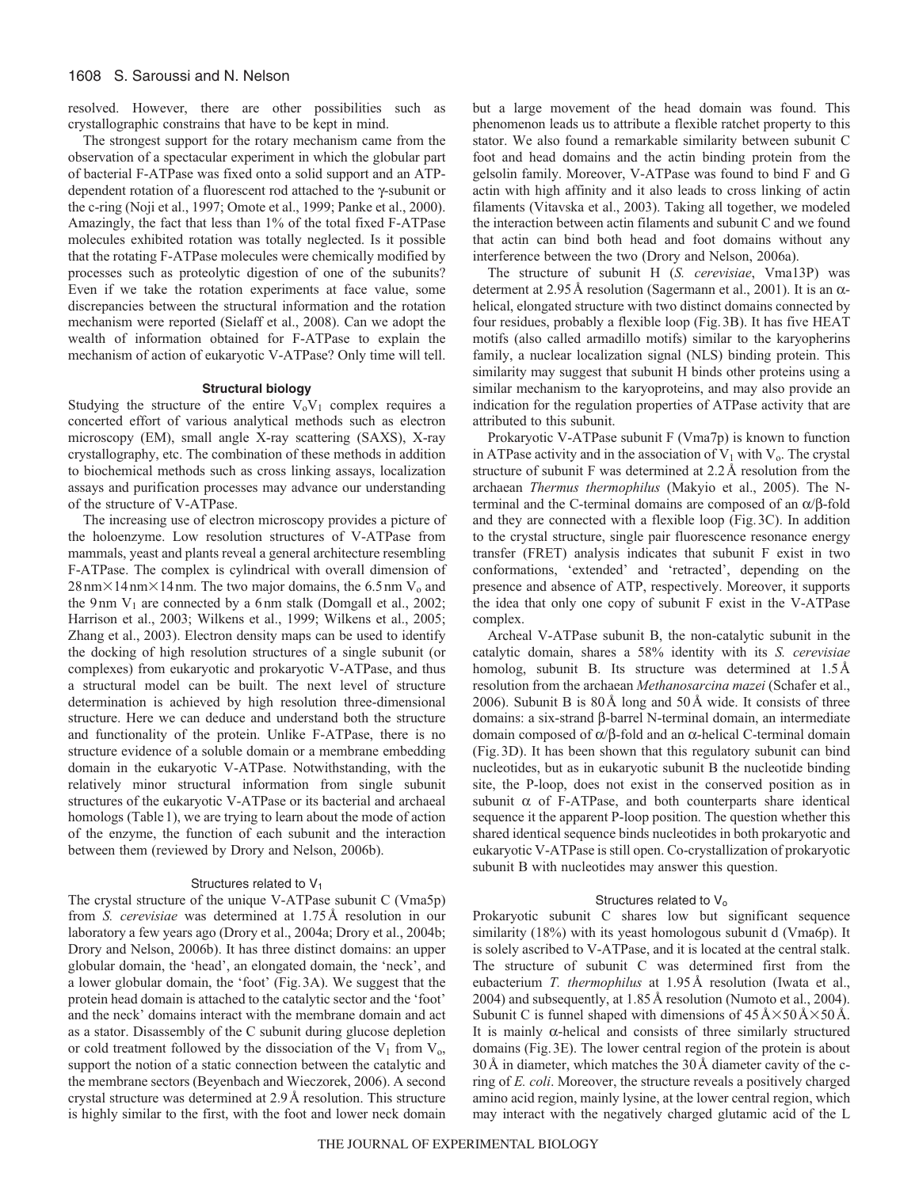resolved. However, there are other possibilities such as crystallographic constrains that have to be kept in mind.

The strongest support for the rotary mechanism came from the observation of a spectacular experiment in which the globular part of bacterial F-ATPase was fixed onto a solid support and an ATP-dependent rotation of a fluorescent rod attached to the γ-subunit or the c-ring (Noji et al., 1997; Omote et al., 1999; Panke et al., 2000). Amazingly, the fact that less than 1% of the total fixed F-ATPase molecules exhibited rotation was totally neglected. Is it possible that the rotating F-ATPase molecules were chemically modified by processes such as proteolytic digestion of one of the subunits? Even if we take the rotation experiments at face value, some discrepancies between the structural information and the rotation mechanism were reported (Sielaff et al., 2008). Can we adopt the wealth of information obtained for F-ATPase to explain the mechanism of action of eukaryotic V-ATPase? Only time will tell.

## Structural biology

Studying the structure of the entire $V_oV_1$ complex requires a concerted effort of various analytical methods such as electron microscopy (EM), small angle X-ray scattering (SAXS), X-ray crystallography, etc. The combination of these methods in addition to biochemical methods such as cross linking assays, localization assays and purification processes may advance our understanding of the structure of V-ATPase.

The increasing use of electron microscopy provides a picture of the holoenzyme. Low resolution structures of V-ATPase from mammals, yeast and plants reveal a general architecture resembling F-ATPase. The complex is cylindrical with overall dimension of 28 nm×14 nm×14 nm. The two major domains, the 6.5 nm $V_o$ and the 9 nm $V_1$ are connected by a 6 nm stalk (Domgall et al., 2002; Harrison et al., 2003; Wilkens et al., 1999; Wilkens et al., 2005; Zhang et al., 2003). Electron density maps can be used to identify the docking of high resolution structures of a single subunit (or complexes) from eukaryotic and prokaryotic V-ATPase, and thus a structural model can be built. The next level of structure determination is achieved by high resolution three-dimensional structure. Here we can deduce and understand both the structure and functionality of the protein. Unlike F-ATPase, there is no structure evidence of a soluble domain or a membrane embedding domain in the eukaryotic V-ATPase. Notwithstanding, with the relatively minor structural information from single subunit structures of the eukaryotic V-ATPase or its bacterial and archaeal homologs (Table 1), we are trying to learn about the mode of action of the enzyme, the function of each subunit and the interaction between them (reviewed by Drory and Nelson, 2006b).

### Structures related to $V_1$

The crystal structure of the unique V-ATPase subunit C (Vma5p) from *S. cerevisiae* was determined at 1.75 Å resolution in our laboratory a few years ago (Drory et al., 2004a; Drory et al., 2004b; Drory and Nelson, 2006b). It has three distinct domains: an upper globular domain, the 'head', an elongated domain, the 'neck', and a lower globular domain, the 'foot' (Fig. 3A). We suggest that the protein head domain is attached to the catalytic sector and the 'foot' and the neck' domains interact with the membrane domain and act as a stator. Disassembly of the C subunit during glucose depletion or cold treatment followed by the dissociation of the $V_1$ from $V_o$, support the notion of a static connection between the catalytic and the membrane sectors (Beyenbach and Wieczorek, 2006). A second crystal structure was determined at 2.9 Å resolution. This structure is highly similar to the first, with the foot and lower neck domain but a large movement of the head domain was found. This phenomenon leads us to attribute a flexible ratchet property to this stator. We also found a remarkable similarity between subunit C foot and head domains and the actin binding protein from the gelsolin family. Moreover, V-ATPase was found to bind F and G actin with high affinity and it also leads to cross linking of actin filaments (Vitavska et al., 2003). Taking all together, we modeled the interaction between actin filaments and subunit C and we found that actin can bind both head and foot domains without any interference between the two (Drory and Nelson, 2006a).

The structure of subunit H (*S. cerevisiae*, Vma13P) was determent at 2.95 Å resolution (Sagermann et al., 2001). It is an α-helical, elongated structure with two distinct domains connected by four residues, probably a flexible loop (Fig. 3B). It has five HEAT motifs (also called armadillo motifs) similar to the karyopherins family, a nuclear localization signal (NLS) binding protein. This similarity may suggest that subunit H binds other proteins using a similar mechanism to the karyoproteins, and may also provide an indication for the regulation properties of ATPase activity that are attributed to this subunit.

Prokaryotic V-ATPase subunit F (Vma7p) is known to function in ATPase activity and in the association of $V_1$ with $V_o$. The crystal structure of subunit F was determined at 2.2 Å resolution from the archaean *Thermus thermophilus* (Makyio et al., 2005). The N-terminal and the C-terminal domains are composed of an α/β-fold and they are connected with a flexible loop (Fig. 3C). In addition to the crystal structure, single pair fluorescence resonance energy transfer (FRET) analysis indicates that subunit F exist in two conformations, 'extended' and 'retracted', depending on the presence and absence of ATP, respectively. Moreover, it supports the idea that only one copy of subunit F exist in the V-ATPase complex.

Archeal V-ATPase subunit B, the non-catalytic subunit in the catalytic domain, shares a 58% identity with its *S. cerevisiae* homolog, subunit B. Its structure was determined at 1.5 Å resolution from the archaean *Methanosarcina mazei* (Schafer et al., 2006). Subunit B is 80 Å long and 50 Å wide. It consists of three domains: a six-strand β-barrel N-terminal domain, an intermediate domain composed of α/β-fold and an α-helical C-terminal domain (Fig. 3D). It has been shown that this regulatory subunit can bind nucleotides, but as in eukaryotic subunit B the nucleotide binding site, the P-loop, does not exist in the conserved position as in subunit α of F-ATPase, and both counterparts share identical sequence it the apparent P-loop position. The question whether this shared identical sequence binds nucleotides in both prokaryotic and eukaryotic V-ATPase is still open. Co-crystallization of prokaryotic subunit B with nucleotides may answer this question.

### Structures related to $V_o$

Prokaryotic subunit C shares low but significant sequence similarity (18%) with its yeast homologous subunit d (Vma6p). It is solely ascribed to V-ATPase, and it is located at the central stalk. The structure of subunit C was determined first from the eubacterium *T. thermophilus* at 1.95 Å resolution (Iwata et al., 2004) and subsequently, at 1.85 Å resolution (Numoto et al., 2004). Subunit C is funnel shaped with dimensions of 45 Å×50 Å×50 Å. It is mainly α-helical and consists of three similarly structured domains (Fig. 3E). The lower central region of the protein is about 30 Å in diameter, which matches the 30 Å diameter cavity of the c-ring of *E. coli*. Moreover, the structure reveals a positively charged amino acid region, mainly lysine, at the lower central region, which may interact with the negatively charged glutamic acid of the L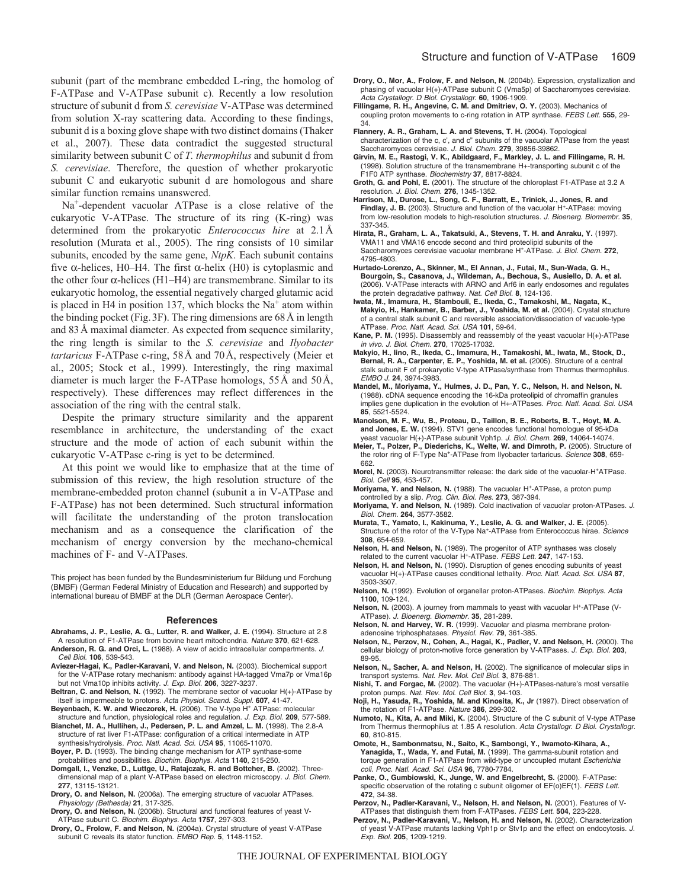subunit (part of the membrane embedded L-ring, the homolog of F-ATPase and V-ATPase subunit c). Recently a low resolution structure of subunit d from *S. cerevisiae* V-ATPase was determined from solution X-ray scattering data. According to these findings, subunit d is a boxing glove shape with two distinct domains (Thaker et al., 2007). These data contradict the suggested structural similarity between subunit C of *T. thermophilus* and subunit d from *S. cerevisiae*. Therefore, the question of whether prokaryotic subunit C and eukaryotic subunit d are homologous and share similar function remains unanswered.

$Na^+$-dependent vacuolar ATPase is a close relative of the eukaryotic V-ATPase. The structure of its ring (K-ring) was determined from the prokaryotic *Enterococcus hire* at 2.1 Å resolution (Murata et al., 2005). The ring consists of 10 similar subunits, encoded by the same gene, *NtpK*. Each subunit contains five α-helices, H0–H4. The first α-helix (H0) is cytoplasmic and the other four α-helices (H1–H4) are transmembrane. Similar to its eukaryotic homolog, the essential negatively charged glutamic acid is placed in H4 in position 137, which blocks the $Na^+$ atom within the binding pocket (Fig. 3F). The ring dimensions are 68 Å in length and 83 Å maximal diameter. As expected from sequence similarity, the ring length is similar to the *S. cerevisiae* and *Ilyobacter tartaricus* F-ATPase c-ring, 58 Å and 70 Å, respectively (Meier et al., 2005; Stock et al., 1999). Interestingly, the ring maximal diameter is much larger the F-ATPase homologs, 55 Å and 50 Å, respectively). These differences may reflect differences in the association of the ring with the central stalk.

Despite the primary structure similarity and the apparent resemblance in architecture, the understanding of the exact structure and the mode of action of each subunit within the eukaryotic V-ATPase c-ring is yet to be determined.

At this point we would like to emphasize that at the time of submission of this review, the high resolution structure of the membrane-embedded proton channel (subunit a in V-ATPase and F-ATPase) has not been determined. Such structural information will facilitate the understanding of the proton translocation mechanism and as a consequence the clarification of the mechanism of energy conversion by the mechano-chemical machines of F- and V-ATPases.

This project has been funded by the Bundesministerium fur Bildung und Forchung (BMBF) (German Federal Ministry of Education and Research) and supported by international bureau of BMBF at the DLR (German Aerospace Center).

## References

**Abrahams, J. P., Leslie, A. G., Lutter, R. and Walker, J. E.** (1994). Structure at 2.8 A resolution of F1-ATPase from bovine heart mitochondria. *Nature* **370**, 621-628.

**Anderson, R. G. and Orci, L.** (1988). A view of acidic intracellular compartments. *J. Cell Biol.* **106**, 539-543.

**Aviezer-Hagai, K., Padler-Karavani, V. and Nelson, N.** (2003). Biochemical support for the V-ATPase rotary mechanism: antibody against HA-tagged Vma7p or Vma16p but not Vma10p inhibits activity. *J. Exp. Biol.* **206**, 3227-3237.

**Beltran, C. and Nelson, N.** (1992). The membrane sector of vacuolar H(+)-ATPase by itself is impermeable to protons. *Acta Physiol. Scand. Suppl.* **607**, 41-47.

**Beyenbach, K. W. and Wieczorek, H.** (2006). The V-type $H^+$ ATPase: molecular structure and function, physiological roles and regulation. *J. Exp. Biol.* **209**, 577-589.

**Bianchet, M. A., Hullihen, J., Pedersen, P. L. and Amzel, L. M.** (1998). The 2.8-A structure of rat liver F1-ATPase: configuration of a critical intermediate in ATP synthesis/hydrolysis. *Proc. Natl. Acad. Sci. USA* **95**, 11065-11070.

**Boyer, P. D.** (1993). The binding change mechanism for ATP synthase-some probabilities and possibilities. *Biochim. Biophys. Acta* **1140**, 215-250.

**Domgall, I., Venzke, D., Luttge, U., Ratajczak, R. and Bottcher, B.** (2002). Three-dimensional map of a plant V-ATPase based on electron microscopy. *J. Biol. Chem.* **277**, 13115-13121.

**Drory, O. and Nelson, N.** (2006a). The emerging structure of vacuolar ATPases. *Physiology (Bethesda)* **21**, 317-325.

**Drory, O. and Nelson, N.** (2006b). Structural and functional features of yeast V-ATPase subunit C. *Biochim. Biophys. Acta* **1757**, 297-303.

**Drory, O., Frolow, F. and Nelson, N.** (2004a). Crystal structure of yeast V-ATPase subunit C reveals its stator function. *EMBO Rep.* **5**, 1148-1152.

**Drory, O., Mor, A., Frolow, F. and Nelson, N.** (2004b). Expression, crystallization and phasing of vacuolar H(+)-ATPase subunit C (Vma5p) of Saccharomyces cerevisiae. *Acta Crystallogr. D Biol. Crystallogr.* **60**, 1906-1909.

**Fillingame, R. H., Angevine, C. M. and Dmitriev, O. Y.** (2003). Mechanics of coupling proton movements to c-ring rotation in ATP synthase. *FEBS Lett.* **555**, 29-34.

**Flannery, A. R., Graham, L. A. and Stevens, T. H.** (2004). Topological characterization of the c, c', and c'' subunits of the vacuolar ATPase from the yeast Saccharomyces cerevisiae. *J. Biol. Chem.* **279**, 39856-39862.

**Girvin, M. E., Rastogi, V. K., Abildgaard, F., Markley, J. L. and Fillingame, R. H.** (1998). Solution structure of the transmembrane H+-transporting subunit c of the F1F0 ATP synthase. *Biochemistry* **37**, 8817-8824.

**Groth, G. and Pohl, E.** (2001). The structure of the chloroplast F1-ATPase at 3.2 A resolution. *J. Biol. Chem.* **276**, 1345-1352.

**Harrison, M., Durose, L., Song, C. F., Barratt, E., Trinick, J., Jones, R. and Findlay, J. B.** (2003). Structure and function of the vacuolar $H^+$-ATPase: moving from low-resolution models to high-resolution structures. *J. Bioenerg. Biomembr.* **35**, 337-345.

**Hirata, R., Graham, L. A., Takatsuki, A., Stevens, T. H. and Anraku, Y.** (1997). VMA11 and VMA16 encode second and third proteolipid subunits of the Saccharomyces cerevisiae vacuolar membrane $H^+$-ATPase. *J. Biol. Chem.* **272**, 4795-4803.

**Hurtado-Lorenzo, A., Skinner, M., El Annan, J., Futai, M., Sun-Wada, G. H., Bourgoin, S., Casanova, J., Wildeman, A., Bechoua, S., Ausiello, D. A. et al.** (2006). V-ATPase interacts with ARNO and Arf6 in early endosomes and regulates the protein degradative pathway. *Nat. Cell Biol.* **8**, 124-136.

**Iwata, M., Imamura, H., Stambouli, E., Ikeda, C., Tamakoshi, M., Nagata, K., Makyio, H., Hankamer, B., Barber, J., Yoshida, M. et al.** (2004). Crystal structure of a central stalk subunit C and reversible association/dissociation of vacuole-type ATPase. *Proc. Natl. Acad. Sci. USA* **101**, 59-64.

**Kane, P. M.** (1995). Disassembly and reassembly of the yeast vacuolar H(+)-ATPase *in vivo*. *J. Biol. Chem.* **270**, 17025-17032.

**Makyio, H., Iino, R., Ikeda, C., Imamura, H., Tamakoshi, M., Iwata, M., Stock, D., Bernal, R. A., Carpenter, E. P., Yoshida, M. et al.** (2005). Structure of a central stalk subunit F of prokaryotic V-type ATPase/synthase from Thermus thermophilus. *EMBO J.* **24**, 3974-3983.

**Mandel, M., Moriyama, Y., Hulmes, J. D., Pan, Y. C., Nelson, H. and Nelson, N.** (1988). cDNA sequence encoding the 16-kDa proteolipid of chromaffin granules implies gene duplication in the evolution of H+-ATPases. *Proc. Natl. Acad. Sci. USA* **85**, 5521-5524.

**Manolson, M. F., Wu, B., Proteau, D., Taillon, B. E., Roberts, B. T., Hoyt, M. A. and Jones, E. W.** (1994). STV1 gene encodes functional homologue of 95-kDa yeast vacuolar H(+)-ATPase subunit Vph1p. *J. Biol. Chem.* **269**, 14064-14074.

**Meier, T., Polzer, P., Diederichs, K., Welte, W. and Dimroth, P.** (2005). Structure of the rotor ring of F-Type $Na^+$-ATPase from Ilyobacter tartaricus. *Science* **308**, 659-662.

**Morel, N.** (2003). Neurotransmitter release: the dark side of the vacuolar-$H^+$ATPase. *Biol. Cell* **95**, 453-457.

**Moriyama, Y. and Nelson, N.** (1988). The vacuolar $H^+$-ATPase, a proton pump controlled by a slip. *Prog. Clin. Biol. Res.* **273**, 387-394.

**Moriyama, Y. and Nelson, N.** (1989). Cold inactivation of vacuolar proton-ATPases. *J. Biol. Chem.* **264**, 3577-3582.

**Murata, T., Yamato, I., Kakinuma, Y., Leslie, A. G. and Walker, J. E.** (2005). Structure of the rotor of the V-Type $Na^+$-ATPase from Enterococcus hirae. *Science* **308**, 654-659.

**Nelson, H. and Nelson, N.** (1989). The progenitor of ATP synthases was closely related to the current vacuolar $H^+$-ATPase. *FEBS Lett.* **247**, 147-153.

**Nelson, H. and Nelson, N.** (1990). Disruption of genes encoding subunits of yeast vacuolar H(+)-ATPase causes conditional lethality. *Proc. Natl. Acad. Sci. USA* **87**, 3503-3507.

**Nelson, N.** (1992). Evolution of organellar proton-ATPases. *Biochim. Biophys. Acta* **1100**, 109-124.

**Nelson, N.** (2003). A journey from mammals to yeast with vacuolar $H^+$-ATPase (V-ATPase). *J. Bioenerg. Biomembr.* **35**, 281-289.

**Nelson, N. and Harvey, W. R.** (1999). Vacuolar and plasma membrane proton-adenosine triphosphatases. *Physiol. Rev.* **79**, 361-385.

**Nelson, N., Perzov, N., Cohen, A., Hagai, K., Padler, V. and Nelson, H.** (2000). The cellular biology of proton-motive force generation by V-ATPases. *J. Exp. Biol.* **203**, 89-95.

**Nelson, N., Sacher, A. and Nelson, H.** (2002). The significance of molecular slips in transport systems. *Nat. Rev. Mol. Cell Biol.* **3**, 876-881.

**Nishi, T. and Forgac, M.** (2002). The vacuolar (H+)-ATPases-nature's most versatile proton pumps. *Nat. Rev. Mol. Cell Biol.* **3**, 94-103.

**Noji, H., Yasuda, R., Yoshida, M. and Kinosita, K., Jr** (1997). Direct observation of the rotation of F1-ATPase. *Nature* **386**, 299-302.

**Numoto, N., Kita, A. and Miki, K.** (2004). Structure of the C subunit of V-type ATPase from Thermus thermophilus at 1.85 A resolution. *Acta Crystallogr. D Biol. Crystallogr.* **60**, 810-815.

**Omote, H., Sambonmatsu, N., Saito, K., Sambongi, Y., Iwamoto-Kihara, A., Yanagida, T., Wada, Y. and Futai, M.** (1999). The gamma-subunit rotation and torque generation in F1-ATPase from wild-type or uncoupled mutant *Escherichia coli*. *Proc. Natl. Acad. Sci. USA* **96**, 7780-7784.

**Panke, O., Gumbiowski, K., Junge, W. and Engelbrecht, S.** (2000). F-ATPase: specific observation of the rotating c subunit oligomer of EF(o)EF(1). *FEBS Lett.* **472**, 34-38.

**Perzov, N., Padler-Karavani, V., Nelson, H. and Nelson, N.** (2001). Features of V-ATPases that distinguish them from F-ATPases. *FEBS Lett.* **504**, 223-228.

**Perzov, N., Padler-Karavani, V., Nelson, H. and Nelson, N.** (2002). Characterization of yeast V-ATPase mutants lacking Vph1p or Stv1p and the effect on endocytosis. *J. Exp. Biol.* **205**, 1209-1219.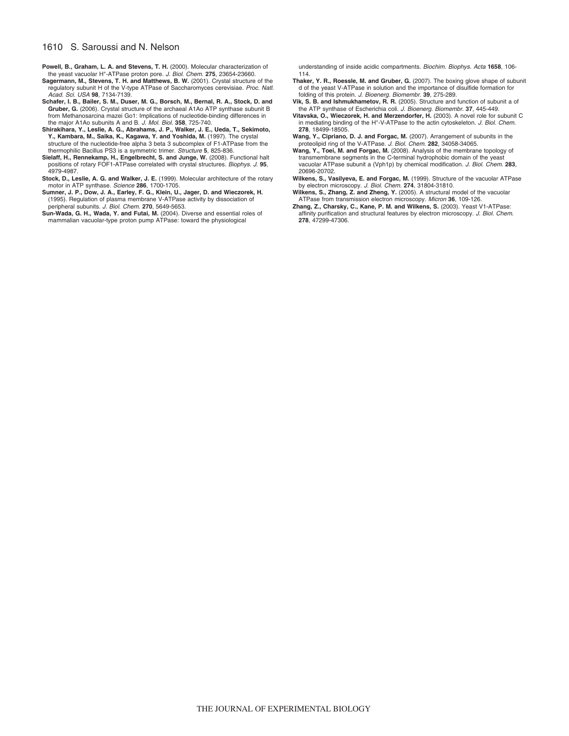**Powell, B., Graham, L. A. and Stevens, T. H.** (2000). Molecular characterization of the yeast vacuolar $H^+$-ATPase proton pore. *J. Biol. Chem.* **275**, 23654-23660.

**Sagermann, M., Stevens, T. H. and Matthews, B. W.** (2001). Crystal structure of the regulatory subunit H of the V-type ATPase of Saccharomyces cerevisiae. *Proc. Natl. Acad. Sci. USA* **98**, 7134-7139.

**Schafer, I. B., Bailer, S. M., Duser, M. G., Borsch, M., Bernal, R. A., Stock, D. and Gruber, G.** (2006). Crystal structure of the archaeal A1Ao ATP synthase subunit B from Methanosarcina mazei Go1: Implications of nucleotide-binding differences in the major A1Ao subunits A and B. *J. Mol. Biol.* **358**, 725-740.

**Shirakihara, Y., Leslie, A. G., Abrahams, J. P., Walker, J. E., Ueda, T., Sekimoto, Y., Kambara, M., Saika, K., Kagawa, Y. and Yoshida, M.** (1997). The crystal structure of the nucleotide-free alpha 3 beta 3 subcomplex of F1-ATPase from the thermophilic Bacillus PS3 is a symmetric trimer. *Structure* **5**, 825-836.

**Sielaff, H., Rennekamp, H., Engelbrecht, S. and Junge, W.** (2008). Functional halt positions of rotary FOF1-ATPase correlated with crystal structures. *Biophys. J.* **95**, 4979-4987.

**Stock, D., Leslie, A. G. and Walker, J. E.** (1999). Molecular architecture of the rotary motor in ATP synthase. *Science* **286**, 1700-1705.

**Sumner, J. P., Dow, J. A., Earley, F. G., Klein, U., Jager, D. and Wieczorek, H.** (1995). Regulation of plasma membrane V-ATPase activity by dissociation of peripheral subunits. *J. Biol. Chem.* **270**, 5649-5653.

**Sun-Wada, G. H., Wada, Y. and Futai, M.** (2004). Diverse and essential roles of mammalian vacuolar-type proton pump ATPase: toward the physiological understanding of inside acidic compartments. *Biochim. Biophys. Acta* **1658**, 106-114.

**Thaker, Y. R., Roessle, M. and Gruber, G.** (2007). The boxing glove shape of subunit d of the yeast V-ATPase in solution and the importance of disulfide formation for folding of this protein. *J. Bioenerg. Biomembr.* **39**, 275-289.

**Vik, S. B. and Ishmukhametov, R. R.** (2005). Structure and function of subunit a of the ATP synthase of Escherichia coli. *J. Bioenerg. Biomembr.* **37**, 445-449.

**Vitavska, O., Wieczorek, H. and Merzendorfer, H.** (2003). A novel role for subunit C in mediating binding of the $H^+$-V-ATPase to the actin cytoskeleton. *J. Biol. Chem.* **278**, 18499-18505.

**Wang, Y., Cipriano, D. J. and Forgac, M.** (2007). Arrangement of subunits in the proteolipid ring of the V-ATPase. *J. Biol. Chem.* **282**, 34058-34065.

**Wang, Y., Toei, M. and Forgac, M.** (2008). Analysis of the membrane topology of transmembrane segments in the C-terminal hydrophobic domain of the yeast vacuolar ATPase subunit a (Vph1p) by chemical modification. *J. Biol. Chem.* **283**, 20696-20702.

**Wilkens, S., Vasilyeva, E. and Forgac, M.** (1999). Structure of the vacuolar ATPase by electron microscopy. *J. Biol. Chem.* **274**, 31804-31810.

**Wilkens, S., Zhang, Z. and Zheng, Y.** (2005). A structural model of the vacuolar ATPase from transmission electron microscopy. *Micron* **36**, 109-126.

**Zhang, Z., Charsky, C., Kane, P. M. and Wilkens, S.** (2003). Yeast V1-ATPase: affinity purification and structural features by electron microscopy. *J. Biol. Chem.* **278**, 47299-47306.